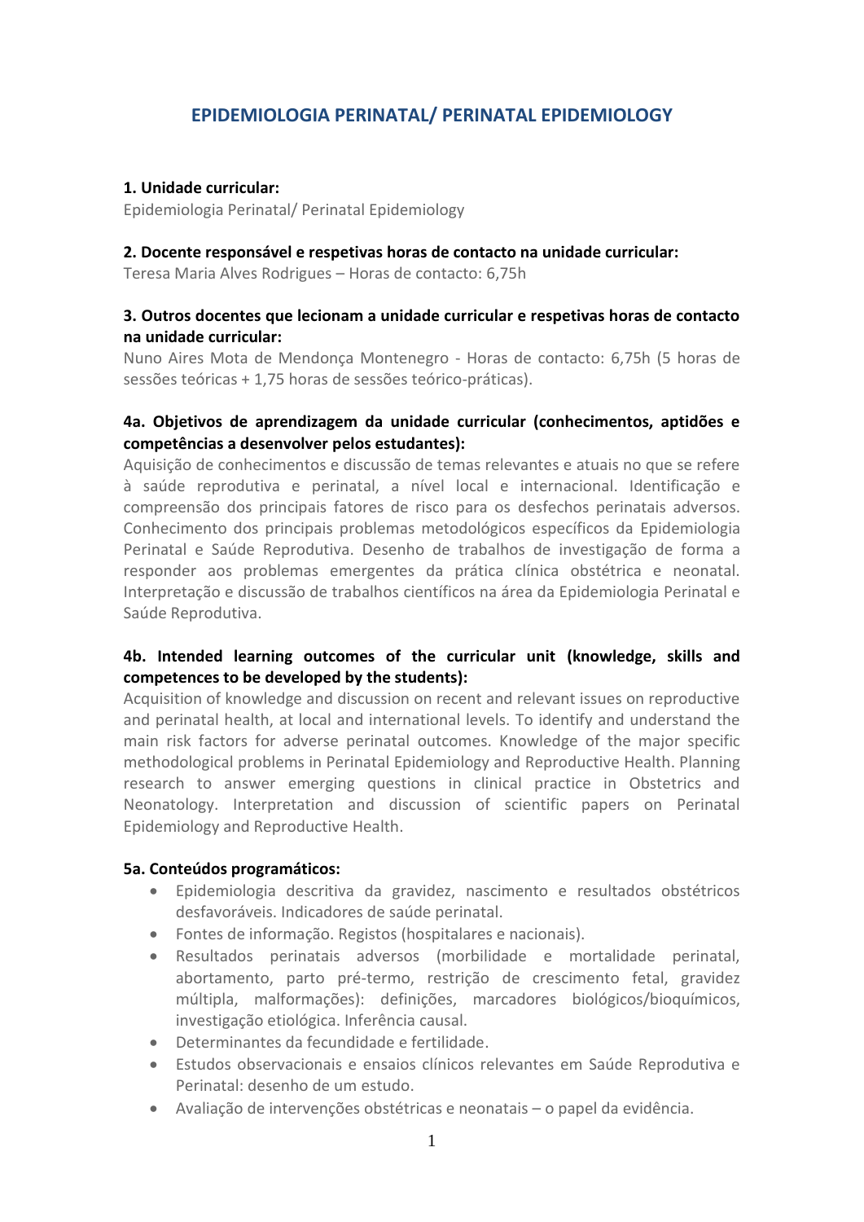# EPIDEMIOLOGIA PERINATAL/ PERINATAL EPIDEMIOLOGY

**1. Unidade curricular:**

Epidemiologia Perinatal/ Perinatal Epidemiology

**2. Docente responsável e respetivas horas de contacto na unidade curricular:**

Teresa Maria Alves Rodrigues – Horas de contacto: 6,75h

**3. Outros docentes que lecionam a unidade curricular e respetivas horas de contacto na unidade curricular:**

Nuno Aires Mota de Mendonça Montenegro - Horas de contacto: 6,75h (5 horas de sessões teóricas + 1,75 horas de sessões teórico-práticas).

**4a. Objetivos de aprendizagem da unidade curricular (conhecimentos, aptidões e competências a desenvolver pelos estudantes):**

Aquisição de conhecimentos e discussão de temas relevantes e atuais no que se refere à saúde reprodutiva e perinatal, a nível local e internacional. Identificação e compreensão dos principais fatores de risco para os desfechos perinatais adversos. Conhecimento dos principais problemas metodológicos específicos da Epidemiologia Perinatal e Saúde Reprodutiva. Desenho de trabalhos de investigação de forma a responder aos problemas emergentes da prática clínica obstétrica e neonatal. Interpretação e discussão de trabalhos científicos na área da Epidemiologia Perinatal e Saúde Reprodutiva.

**4b. Intended learning outcomes of the curricular unit (knowledge, skills and competences to be developed by the students):**

Acquisition of knowledge and discussion on recent and relevant issues on reproductive and perinatal health, at local and international levels. To identify and understand the main risk factors for adverse perinatal outcomes. Knowledge of the major specific methodological problems in Perinatal Epidemiology and Reproductive Health. Planning research to answer emerging questions in clinical practice in Obstetrics and Neonatology. Interpretation and discussion of scientific papers on Perinatal Epidemiology and Reproductive Health.

**5a. Conteúdos programáticos:**

- Epidemiologia descritiva da gravidez, nascimento e resultados obstétricos desfavoráveis. Indicadores de saúde perinatal.
- Fontes de informação. Registos (hospitalares e nacionais).
- Resultados perinatais adversos (morbilidade e mortalidade perinatal, abortamento, parto pré-termo, restrição de crescimento fetal, gravidez múltipla, malformações): definições, marcadores biológicos/bioquímicos, investigação etiológica. Inferência causal.
- Determinantes da fecundidade e fertilidade.
- Estudos observacionais e ensaios clínicos relevantes em Saúde Reprodutiva e Perinatal: desenho de um estudo.
- Avaliação de intervenções obstétricas e neonatais – o papel da evidência.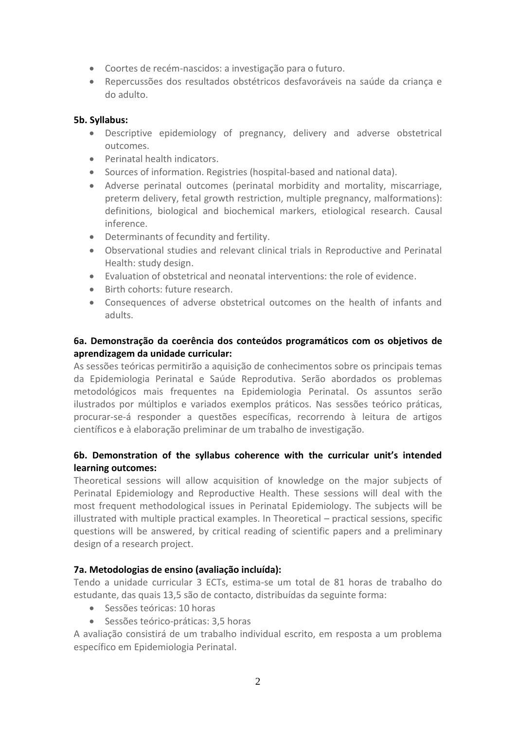- Coortes de recém-nascidos: a investigação para o futuro.
- Repercussões dos resultados obstétricos desfavoráveis na saúde da criança e do adulto.

**5b. Syllabus:**

- Descriptive epidemiology of pregnancy, delivery and adverse obstetrical outcomes.
- Perinatal health indicators.
- Sources of information. Registries (hospital-based and national data).
- Adverse perinatal outcomes (perinatal morbidity and mortality, miscarriage, preterm delivery, fetal growth restriction, multiple pregnancy, malformations): definitions, biological and biochemical markers, etiological research. Causal inference.
- Determinants of fecundity and fertility.
- Observational studies and relevant clinical trials in Reproductive and Perinatal Health: study design.
- Evaluation of obstetrical and neonatal interventions: the role of evidence.
- Birth cohorts: future research.
- Consequences of adverse obstetrical outcomes on the health of infants and adults.

**6a. Demonstração da coerência dos conteúdos programáticos com os objetivos de aprendizagem da unidade curricular:**

As sessões teóricas permitirão a aquisição de conhecimentos sobre os principais temas da Epidemiologia Perinatal e Saúde Reprodutiva. Serão abordados os problemas metodológicos mais frequentes na Epidemiologia Perinatal. Os assuntos serão ilustrados por múltiplos e variados exemplos práticos. Nas sessões teórico práticas, procurar-se-á responder a questões específicas, recorrendo à leitura de artigos científicos e à elaboração preliminar de um trabalho de investigação.

**6b. Demonstration of the syllabus coherence with the curricular unit's intended learning outcomes:**

Theoretical sessions will allow acquisition of knowledge on the major subjects of Perinatal Epidemiology and Reproductive Health. These sessions will deal with the most frequent methodological issues in Perinatal Epidemiology. The subjects will be illustrated with multiple practical examples. In Theoretical – practical sessions, specific questions will be answered, by critical reading of scientific papers and a preliminary design of a research project.

**7a. Metodologias de ensino (avaliação incluída):**

Tendo a unidade curricular 3 ECTs, estima-se um total de 81 horas de trabalho do estudante, das quais 13,5 são de contacto, distribuídas da seguinte forma:

- Sessões teóricas: 10 horas
- Sessões teórico-práticas: 3,5 horas

A avaliação consistirá de um trabalho individual escrito, em resposta a um problema específico em Epidemiologia Perinatal.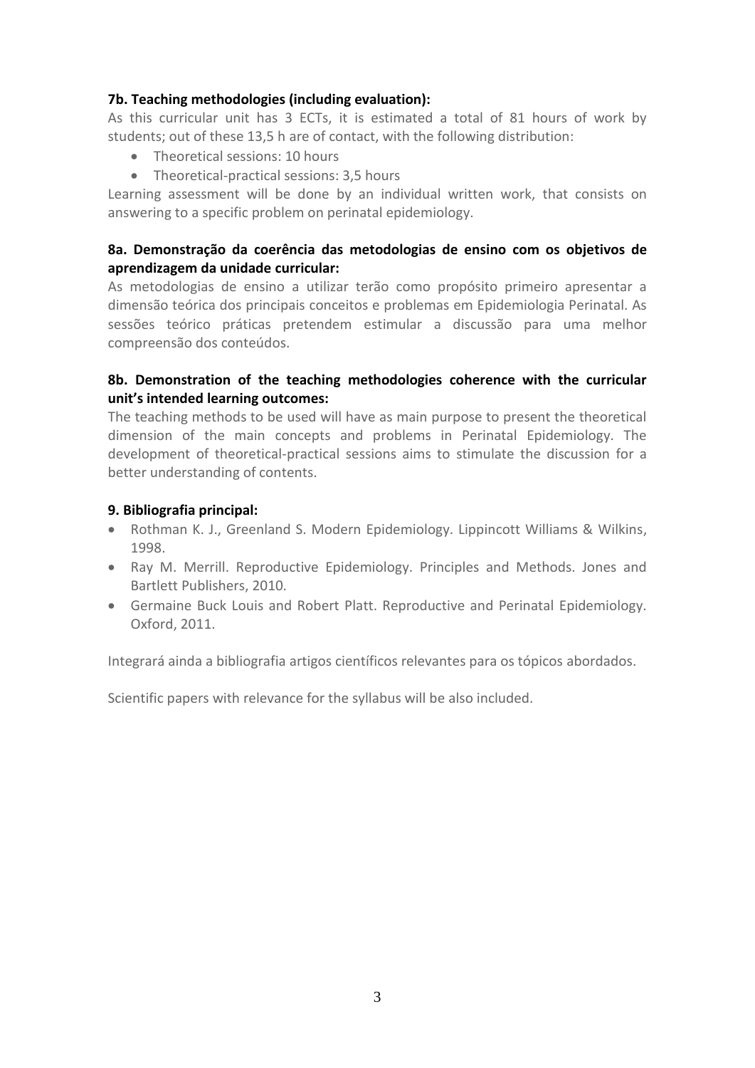### 7b. Teaching methodologies (including evaluation):

As this curricular unit has 3 ECTs, it is estimated a total of 81 hours of work by students; out of these 13,5 h are of contact, with the following distribution:

- Theoretical sessions: 10 hours
- Theoretical-practical sessions: 3,5 hours

Learning assessment will be done by an individual written work, that consists on answering to a specific problem on perinatal epidemiology.

### 8a. Demonstração da coerência das metodologias de ensino com os objetivos de aprendizagem da unidade curricular:

As metodologias de ensino a utilizar terão como propósito primeiro apresentar a dimensão teórica dos principais conceitos e problemas em Epidemiologia Perinatal. As sessões teórico práticas pretendem estimular a discussão para uma melhor compreensão dos conteúdos.

### 8b. Demonstration of the teaching methodologies coherence with the curricular unit's intended learning outcomes:

The teaching methods to be used will have as main purpose to present the theoretical dimension of the main concepts and problems in Perinatal Epidemiology. The development of theoretical-practical sessions aims to stimulate the discussion for a better understanding of contents.

### 9. Bibliografia principal:

- Rothman K. J., Greenland S. Modern Epidemiology. Lippincott Williams & Wilkins, 1998.
- Ray M. Merrill. Reproductive Epidemiology. Principles and Methods. Jones and Bartlett Publishers, 2010.
- Germaine Buck Louis and Robert Platt. Reproductive and Perinatal Epidemiology. Oxford, 2011.

Integrará ainda a bibliografia artigos científicos relevantes para os tópicos abordados.

Scientific papers with relevance for the syllabus will be also included.